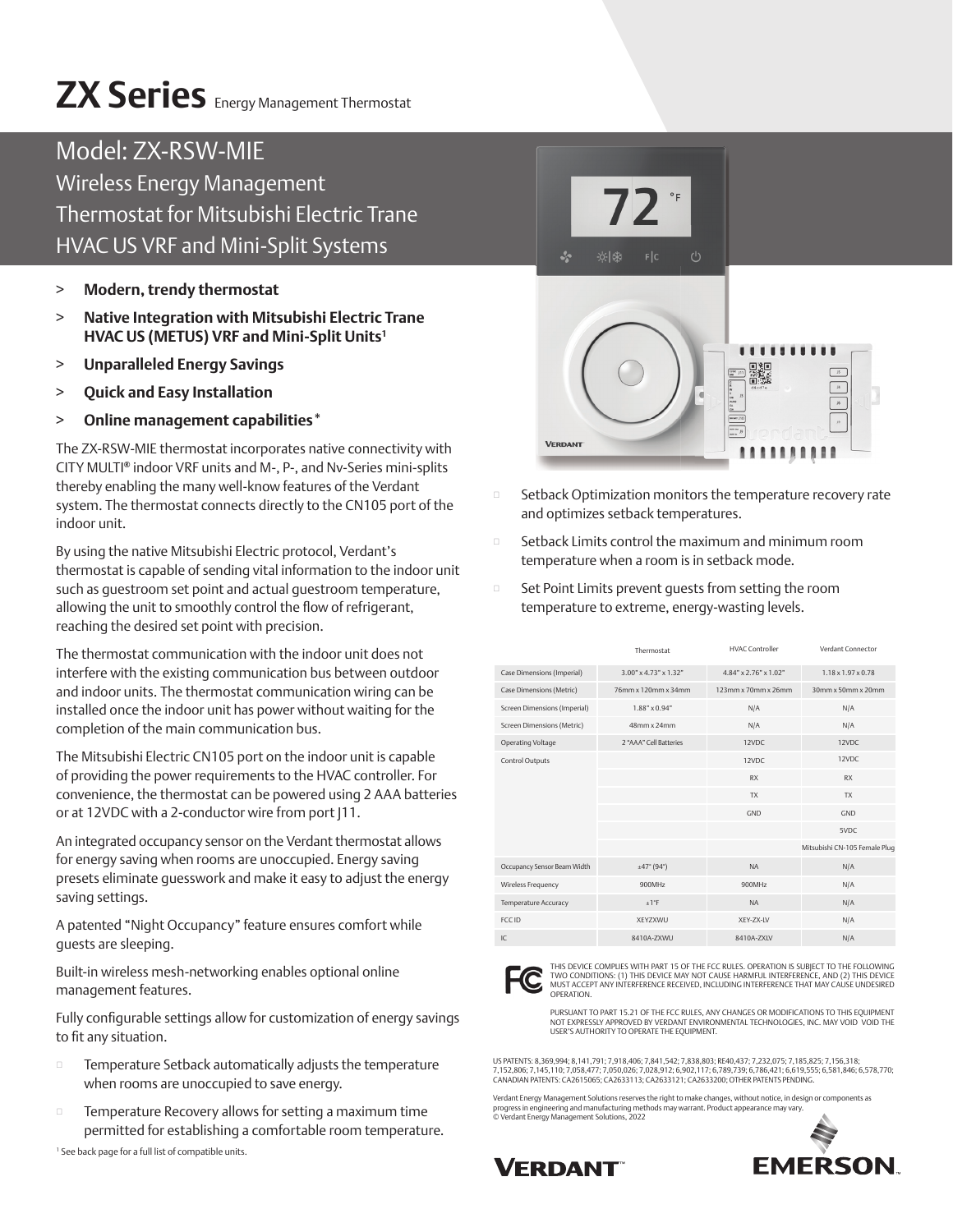# ZX Series Energy Management Thermostat

## Model: ZX-RSW-MIE

## Wireless Energy Management Thermostat for Mitsubishi Electric Trane HVAC US VRF and Mini-Split Systems

> **Modern, trendy thermostat**

> **Native Integration with Mitsubishi Electric Trane HVAC US (METUS) VRF and Mini-Split Units**[1]

> **Unparalleled Energy Savings**

> **Quick and Easy Installation**

> **Online management capabilities***

The ZX-RSW-MIE thermostat incorporates native connectivity with CITY MULTI® indoor VRF units and M-, P-, and Nv-Series mini-splits thereby enabling the many well-know features of the Verdant system. The thermostat connects directly to the CN105 port of the indoor unit.

By using the native Mitsubishi Electric protocol, Verdant's thermostat is capable of sending vital information to the indoor unit such as guestroom set point and actual guestroom temperature, allowing the unit to smoothly control the flow of refrigerant, reaching the desired set point with precision.

The thermostat communication with the indoor unit does not interfere with the existing communication bus between outdoor and indoor units. The thermostat communication wiring can be installed once the indoor unit has power without waiting for the completion of the main communication bus.

The Mitsubishi Electric CN105 port on the indoor unit is capable of providing the power requirements to the HVAC controller. For convenience, the thermostat can be powered using 2 AAA batteries or at 12VDC with a 2-conductor wire from port J11.

An integrated occupancy sensor on the Verdant thermostat allows for energy saving when rooms are unoccupied. Energy saving presets eliminate guesswork and make it easy to adjust the energy saving settings.

A patented "Night Occupancy" feature ensures comfort while guests are sleeping.

Built-in wireless mesh-networking enables optional online management features.

Fully configurable settings allow for customization of energy savings to fit any situation.

- Temperature Setback automatically adjusts the temperature when rooms are unoccupied to save energy.
- Temperature Recovery allows for setting a maximum time permitted for establishing a comfortable room temperature.
- Setback Optimization monitors the temperature recovery rate and optimizes setback temperatures.
- Setback Limits control the maximum and minimum room temperature when a room is in setback mode.
- Set Point Limits prevent guests from setting the room temperature to extreme, energy-wasting levels.

[1] See back page for a full list of compatible units.

| | Thermostat | HVAC Controller | Verdant Connector |
|---|---|---|---|
| Case Dimensions (Imperial) | 3.00" x 4.73" x 1.32" | 4.84" x 2.76" x 1.02" | 1.18 x 1.97 x 0.78 |
| Case Dimensions (Metric) | 76mm x 120mm x 34mm | 123mm x 70mm x 26mm | 30mm x 50mm x 20mm |
| Screen Dimensions (Imperial) | 1.88" x 0.94" | N/A | N/A |
| Screen Dimensions (Metric) | 48mm x 24mm | N/A | N/A |
| Operating Voltage | 2 "AAA" Cell Batteries | 12VDC | 12VDC |
| Control Outputs | | 12VDC | 12VDC |
| | | RX | RX |
| | | TX | TX |
| | | GND | GND |
| | | | 5VDC |
| | | | Mitsubishi CN-105 Female Plug |
| Occupancy Sensor Beam Width | ±47° (94°) | NA | N/A |
| Wireless Frequency | 900MHz | 900MHz | N/A |
| Temperature Accuracy | ±1°F | NA | N/A |
| FCC ID | XEYZXWU | XEY-ZX-LV | N/A |
| IC | 8410A-ZXWU | 8410A-ZXLV | N/A |

THIS DEVICE COMPLIES WITH PART 15 OF THE FCC RULES. OPERATION IS SUBJECT TO THE FOLLOWING TWO CONDITIONS: (1) THIS DEVICE MAY NOT CAUSE HARMFUL INTERFERENCE, AND (2) THIS DEVICE MUST ACCEPT ANY INTERFERENCE RECEIVED, INCLUDING INTERFERENCE THAT MAY CAUSE UNDESIRED OPERATION.

PURSUANT TO PART 15.21 OF THE FCC RULES, ANY CHANGES OR MODIFICATIONS TO THIS EQUIPMENT NOT EXPRESSLY APPROVED BY VERDANT ENVIRONMENTAL TECHNOLOGIES, INC. MAY VOID VOID THE USER'S AUTHORITY TO OPERATE THE EQUIPMENT.

US PATENTS: 8,369,994; 8,141,791; 7,918,406; 7,841,542; 7,838,803; RE40,437; 7,232,075; 7,185,825; 7,156,318; 7,152,806; 7,145,110; 7,058,477; 7,050,026; 7,028,912; 6,902,117; 6,789,739; 6,786,421; 6,619,555; 6,581,846; 6,578,770; CANADIAN PATENTS: CA2615065; CA2633113; CA2633121; CA2633200; OTHER PATENTS PENDING.

Verdant Energy Management Solutions reserves the right to make changes, without notice, in design or components as progress in engineering and manufacturing methods may warrant. Product appearance may vary.
© Verdant Energy Management Solutions, 2022

VERDANT™ EMERSON™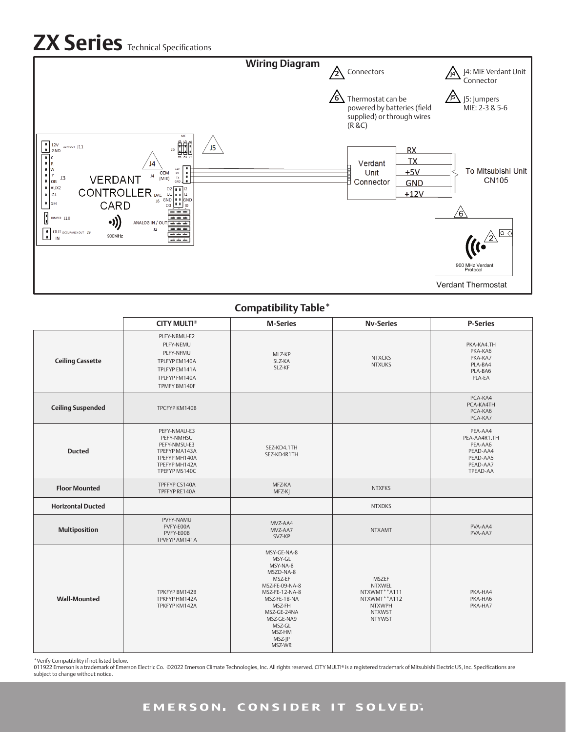# ZX Series Technical Specifications

## Wiring Diagram

2 Connectors

J4 J4: MIE Verdant Unit Connector

6 Thermostat can be powered by batteries (field supplied) or through wires (R &C)

J5 J5: Jumpers MIE: 2-3 & 5-6

12V GND 12 V OUT J11

C R W Y OB J3 AUX2 GL GH

VERDANT CONTROLLER CARD

JUMPER J10

OUT OCCUPANCY OUT J9 IN

900MHz

MIE J5 3 2 1 6 5 4

J5

J4

J4 OEM (MIE) 12V RX TX GND

DAC O2 O1 J6 GND O0 I2 I1 GND I0

ANALOG IN / OUT J2

Verdant Unit Connector

RX TX +5V GND +12V

To Mitsubishi Unit CN105

6

2

900 MHz Verdant Protocol

Verdant Thermostat

## Compatibility Table*

| | CITY MULTI® | M-Series | Nv-Series | P-Series |
|---|---|---|---|---|
| **Ceiling Cassette** | PLFY-NBMU-E2<br>PLFY-NEMU<br>PLFY-NFMU<br>TPLFYP EM140A<br>TPLFYP EM141A<br>TPLFYP FM140A<br>TPMFY BM140F | MLZ-KP<br>SLZ-KA<br>SLZ-KF | NTXCKS<br>NTXUKS | PKA-KA4.TH<br>PKA-KA6<br>PKA-KA7<br>PLA-BA4<br>PLA-BA6<br>PLA-EA |
| **Ceiling Suspended** | TPCFYP KM140B | | | PCA-KA4<br>PCA-KA4TH<br>PCA-KA6<br>PCA-KA7 |
| **Ducted** | PEFY-NMAU-E3<br>PEFY-NMHSU<br>PEFY-NMSU-E3<br>TPEFYP MA143A<br>TPEFYP MH140A<br>TPEFYP MH142A<br>TPEFYP MS140C | SEZ-KD4.1TH<br>SEZ-KD4R1TH | | PEA-AA4<br>PEA-AA4R1.TH<br>PEA-AA6<br>PEAD-AA4<br>PEAD-AA5<br>PEAD-AA7<br>TPEAD-AA |
| **Floor Mounted** | TPFFYP CS140A<br>TPFFYP RE140A | MFZ-KA<br>MFZ-KJ | NTXFKS | |
| **Horizontal Ducted** | | | NTXDKS | |
| **Multiposition** | PVFY-NAMU<br>PVFY-E00A<br>PVFY-E00B<br>TPVFYP AM141A | MVZ-AA4<br>MVZ-AA7<br>SVZ-KP | NTXAMT | PVA-AA4<br>PVA-AA7 |
| **Wall-Mounted** | TPKFYP BM142B<br>TPKFYP HM142A<br>TPKFYP KM142A | MSY-GE-NA-8<br>MSY-GL<br>MSY-NA-8<br>MSZD-NA-8<br>MSZ-EF<br>MSZ-FE-09-NA-8<br>MSZ-FE-12-NA-8<br>MSZ-FE-18-NA<br>MSZ-FH<br>MSZ-GE-24NA<br>MSZ-GE-NA9<br>MSZ-GL<br>MSZ-HM<br>MSZ-JP<br>MSZ-WR | MSZEF<br>NTXWEL<br>NTXWMT**A111<br>NTXWMT**A112<br>NTXWPH<br>NTXWST<br>NTYWST | PKA-HA4<br>PKA-HA6<br>PKA-HA7 |

*Verify Compatibility if not listed below.

011922 Emerson is a trademark of Emerson Electric Co. ©2022 Emerson Climate Technologies, Inc. All rights reserved. CITY MULTI® is a registered trademark of Mitsubishi Electric US, Inc. Specifications are subject to change without notice.

EMERSON. CONSIDER IT SOLVED™.